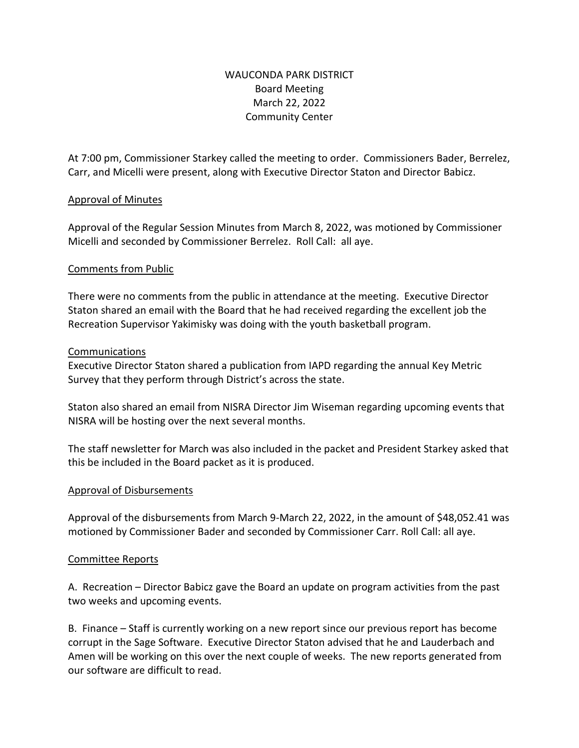# WAUCONDA PARK DISTRICT
## Board Meeting
## March 22, 2022
## Community Center

At 7:00 pm, Commissioner Starkey called the meeting to order. Commissioners Bader, Berrelez, Carr, and Micelli were present, along with Executive Director Staton and Director Babicz.

### Approval of Minutes

Approval of the Regular Session Minutes from March 8, 2022, was motioned by Commissioner Micelli and seconded by Commissioner Berrelez. Roll Call: all aye.

### Comments from Public

There were no comments from the public in attendance at the meeting. Executive Director Staton shared an email with the Board that he had received regarding the excellent job the Recreation Supervisor Yakimisky was doing with the youth basketball program.

### Communications

Executive Director Staton shared a publication from IAPD regarding the annual Key Metric Survey that they perform through District's across the state.

Staton also shared an email from NISRA Director Jim Wiseman regarding upcoming events that NISRA will be hosting over the next several months.

The staff newsletter for March was also included in the packet and President Starkey asked that this be included in the Board packet as it is produced.

### Approval of Disbursements

Approval of the disbursements from March 9-March 22, 2022, in the amount of $48,052.41 was motioned by Commissioner Bader and seconded by Commissioner Carr. Roll Call: all aye.

### Committee Reports

A. Recreation – Director Babicz gave the Board an update on program activities from the past two weeks and upcoming events.

B. Finance – Staff is currently working on a new report since our previous report has become corrupt in the Sage Software. Executive Director Staton advised that he and Lauderbach and Amen will be working on this over the next couple of weeks. The new reports generated from our software are difficult to read.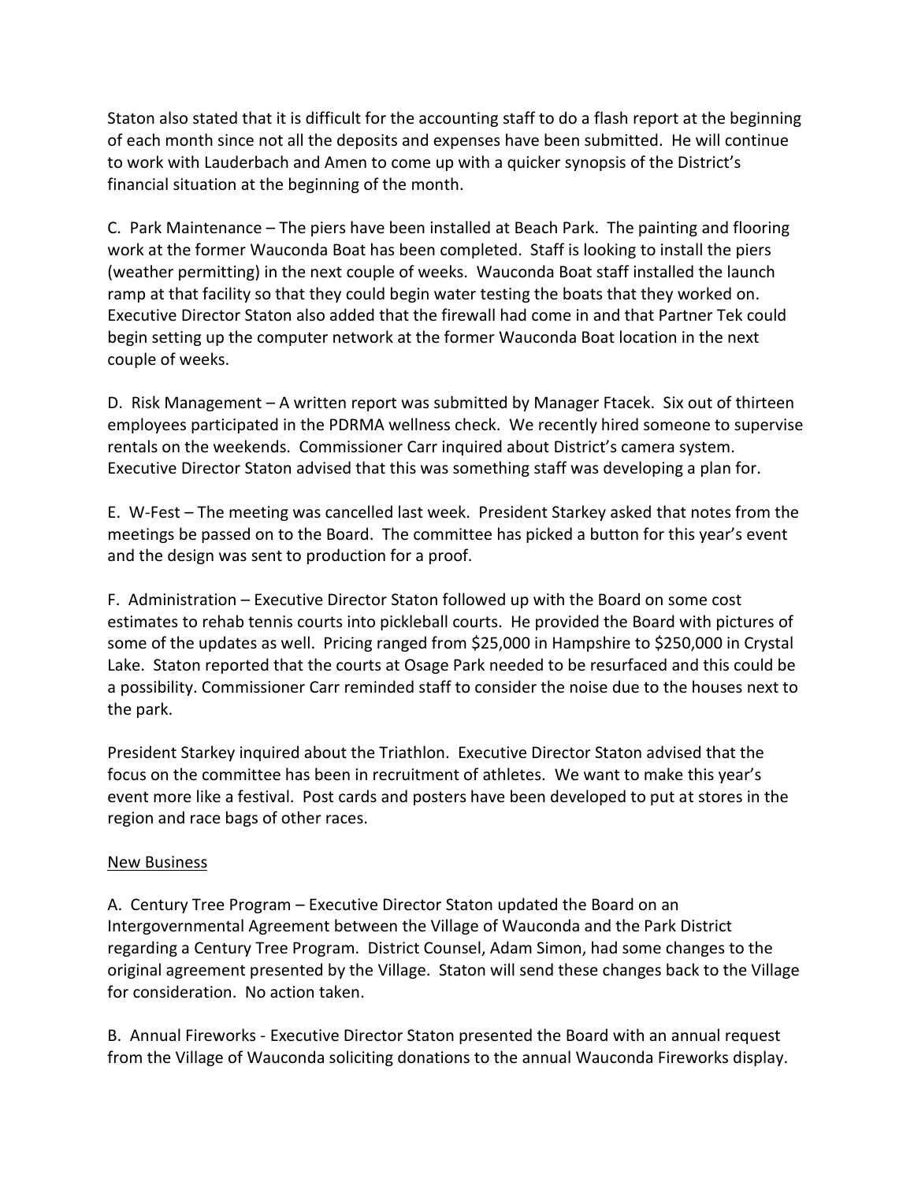Staton also stated that it is difficult for the accounting staff to do a flash report at the beginning of each month since not all the deposits and expenses have been submitted. He will continue to work with Lauderbach and Amen to come up with a quicker synopsis of the District's financial situation at the beginning of the month.

C. Park Maintenance – The piers have been installed at Beach Park. The painting and flooring work at the former Wauconda Boat has been completed. Staff is looking to install the piers (weather permitting) in the next couple of weeks. Wauconda Boat staff installed the launch ramp at that facility so that they could begin water testing the boats that they worked on. Executive Director Staton also added that the firewall had come in and that Partner Tek could begin setting up the computer network at the former Wauconda Boat location in the next couple of weeks.

D. Risk Management – A written report was submitted by Manager Ftacek. Six out of thirteen employees participated in the PDRMA wellness check. We recently hired someone to supervise rentals on the weekends. Commissioner Carr inquired about District's camera system. Executive Director Staton advised that this was something staff was developing a plan for.

E. W-Fest – The meeting was cancelled last week. President Starkey asked that notes from the meetings be passed on to the Board. The committee has picked a button for this year's event and the design was sent to production for a proof.

F. Administration – Executive Director Staton followed up with the Board on some cost estimates to rehab tennis courts into pickleball courts. He provided the Board with pictures of some of the updates as well. Pricing ranged from $25,000 in Hampshire to $250,000 in Crystal Lake. Staton reported that the courts at Osage Park needed to be resurfaced and this could be a possibility. Commissioner Carr reminded staff to consider the noise due to the houses next to the park.

President Starkey inquired about the Triathlon. Executive Director Staton advised that the focus on the committee has been in recruitment of athletes. We want to make this year's event more like a festival. Post cards and posters have been developed to put at stores in the region and race bags of other races.

<u>New Business</u>

A. Century Tree Program – Executive Director Staton updated the Board on an Intergovernmental Agreement between the Village of Wauconda and the Park District regarding a Century Tree Program. District Counsel, Adam Simon, had some changes to the original agreement presented by the Village. Staton will send these changes back to the Village for consideration. No action taken.

B. Annual Fireworks - Executive Director Staton presented the Board with an annual request from the Village of Wauconda soliciting donations to the annual Wauconda Fireworks display.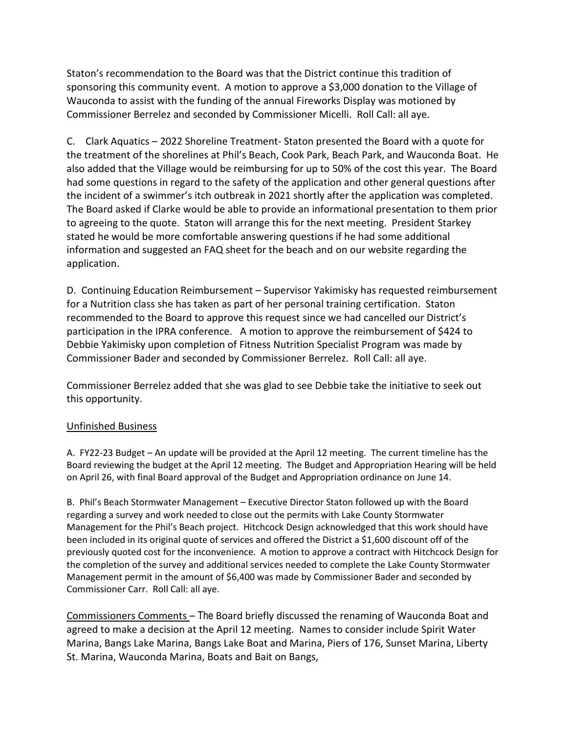Staton's recommendation to the Board was that the District continue this tradition of sponsoring this community event. A motion to approve a $3,000 donation to the Village of Wauconda to assist with the funding of the annual Fireworks Display was motioned by Commissioner Berrelez and seconded by Commissioner Micelli. Roll Call: all aye.

C. Clark Aquatics – 2022 Shoreline Treatment- Staton presented the Board with a quote for the treatment of the shorelines at Phil's Beach, Cook Park, Beach Park, and Wauconda Boat. He also added that the Village would be reimbursing for up to 50% of the cost this year. The Board had some questions in regard to the safety of the application and other general questions after the incident of a swimmer's itch outbreak in 2021 shortly after the application was completed. The Board asked if Clarke would be able to provide an informational presentation to them prior to agreeing to the quote. Staton will arrange this for the next meeting. President Starkey stated he would be more comfortable answering questions if he had some additional information and suggested an FAQ sheet for the beach and on our website regarding the application.

D. Continuing Education Reimbursement – Supervisor Yakimisky has requested reimbursement for a Nutrition class she has taken as part of her personal training certification. Staton recommended to the Board to approve this request since we had cancelled our District's participation in the IPRA conference. A motion to approve the reimbursement of $424 to Debbie Yakimisky upon completion of Fitness Nutrition Specialist Program was made by Commissioner Bader and seconded by Commissioner Berrelez. Roll Call: all aye.

Commissioner Berrelez added that she was glad to see Debbie take the initiative to seek out this opportunity.

Unfinished Business

A. FY22-23 Budget – An update will be provided at the April 12 meeting. The current timeline has the Board reviewing the budget at the April 12 meeting. The Budget and Appropriation Hearing will be held on April 26, with final Board approval of the Budget and Appropriation ordinance on June 14.

B. Phil's Beach Stormwater Management – Executive Director Staton followed up with the Board regarding a survey and work needed to close out the permits with Lake County Stormwater Management for the Phil's Beach project. Hitchcock Design acknowledged that this work should have been included in its original quote of services and offered the District a $1,600 discount off of the previously quoted cost for the inconvenience. A motion to approve a contract with Hitchcock Design for the completion of the survey and additional services needed to complete the Lake County Stormwater Management permit in the amount of $6,400 was made by Commissioner Bader and seconded by Commissioner Carr. Roll Call: all aye.

Commissioners Comments – The Board briefly discussed the renaming of Wauconda Boat and agreed to make a decision at the April 12 meeting. Names to consider include Spirit Water Marina, Bangs Lake Marina, Bangs Lake Boat and Marina, Piers of 176, Sunset Marina, Liberty St. Marina, Wauconda Marina, Boats and Bait on Bangs,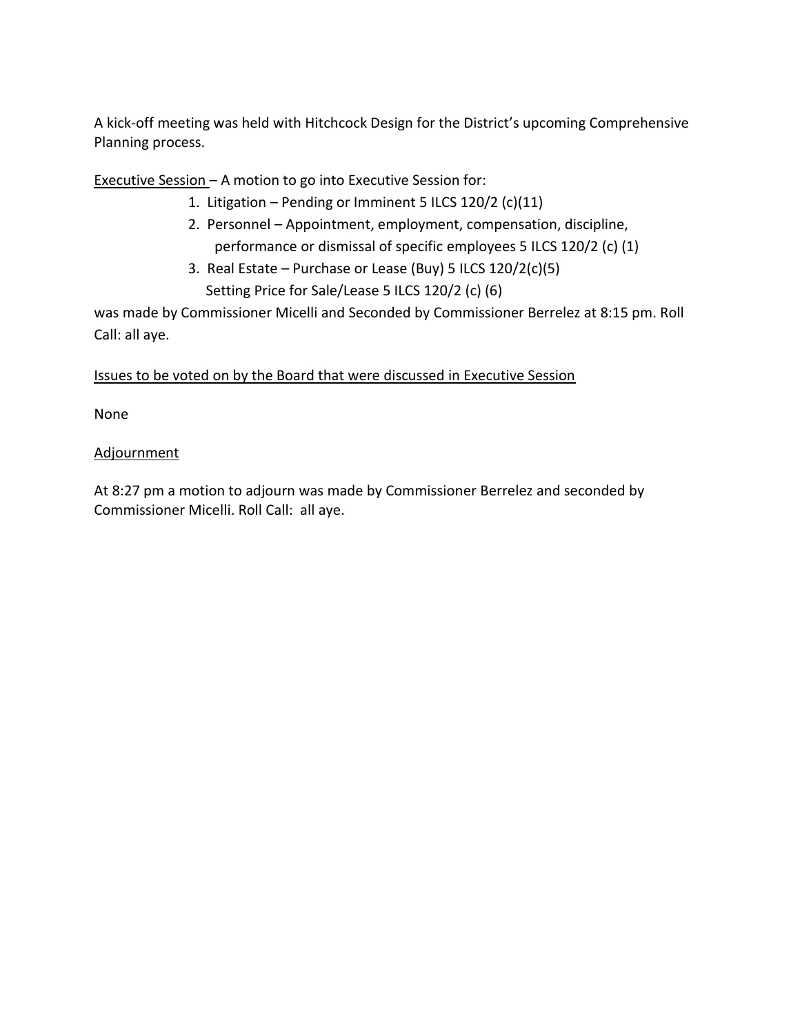A kick-off meeting was held with Hitchcock Design for the District's upcoming Comprehensive Planning process.

<u>Executive Session</u> – A motion to go into Executive Session for:

1. Litigation – Pending or Imminent 5 ILCS 120/2 (c)(11)
2. Personnel – Appointment, employment, compensation, discipline, performance or dismissal of specific employees 5 ILCS 120/2 (c) (1)
3. Real Estate – Purchase or Lease (Buy) 5 ILCS 120/2(c)(5)
   Setting Price for Sale/Lease 5 ILCS 120/2 (c) (6)

was made by Commissioner Micelli and Seconded by Commissioner Berrelez at 8:15 pm. Roll Call: all aye.

<u>Issues to be voted on by the Board that were discussed in Executive Session</u>

None

<u>Adjournment</u>

At 8:27 pm a motion to adjourn was made by Commissioner Berrelez and seconded by Commissioner Micelli. Roll Call: all aye.